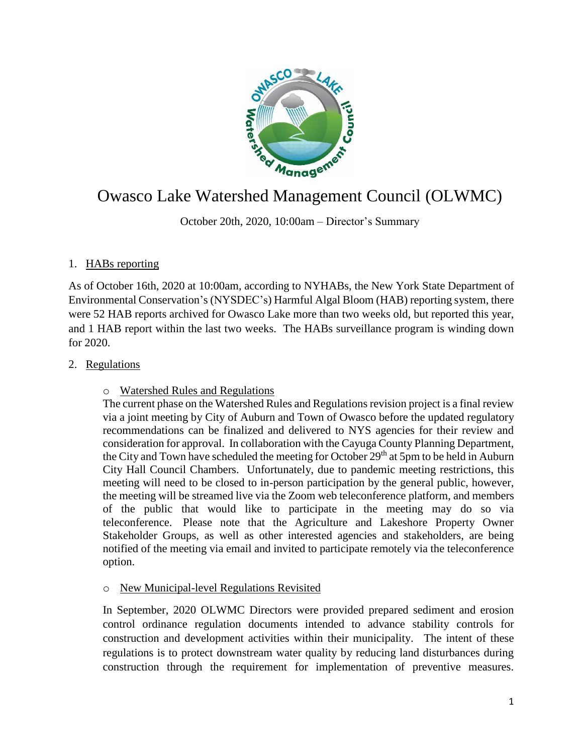# Owasco Lake Watershed Management Council (OLWMC)

October 20th, 2020, 10:00am – Director's Summary

## 1. HABs reporting

As of October 16th, 2020 at 10:00am, according to NYHABs, the New York State Department of Environmental Conservation's (NYSDEC's) Harmful Algal Bloom (HAB) reporting system, there were 52 HAB reports archived for Owasco Lake more than two weeks old, but reported this year, and 1 HAB report within the last two weeks. The HABs surveillance program is winding down for 2020.

## 2. Regulations

### o Watershed Rules and Regulations

The current phase on the Watershed Rules and Regulations revision project is a final review via a joint meeting by City of Auburn and Town of Owasco before the updated regulatory recommendations can be finalized and delivered to NYS agencies for their review and consideration for approval. In collaboration with the Cayuga County Planning Department, the City and Town have scheduled the meeting for October 29th at 5pm to be held in Auburn City Hall Council Chambers. Unfortunately, due to pandemic meeting restrictions, this meeting will need to be closed to in-person participation by the general public, however, the meeting will be streamed live via the Zoom web teleconference platform, and members of the public that would like to participate in the meeting may do so via teleconference. Please note that the Agriculture and Lakeshore Property Owner Stakeholder Groups, as well as other interested agencies and stakeholders, are being notified of the meeting via email and invited to participate remotely via the teleconference option.

### o New Municipal-level Regulations Revisited

In September, 2020 OLWMC Directors were provided prepared sediment and erosion control ordinance regulation documents intended to advance stability controls for construction and development activities within their municipality. The intent of these regulations is to protect downstream water quality by reducing land disturbances during construction through the requirement for implementation of preventive measures.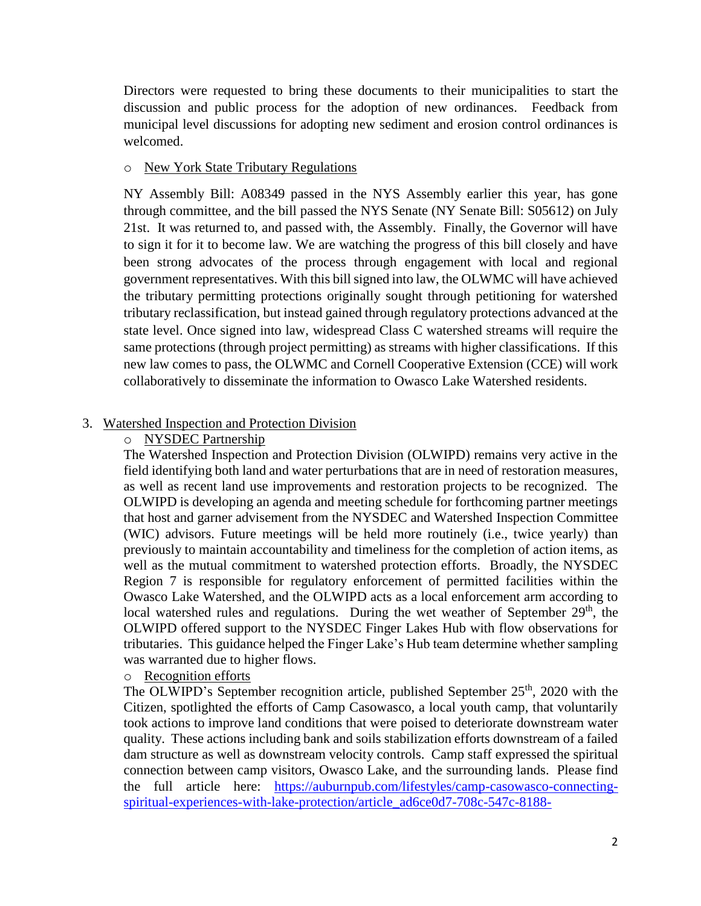Directors were requested to bring these documents to their municipalities to start the discussion and public process for the adoption of new ordinances. Feedback from municipal level discussions for adopting new sediment and erosion control ordinances is welcomed.

- New York State Tributary Regulations

NY Assembly Bill: A08349 passed in the NYS Assembly earlier this year, has gone through committee, and the bill passed the NYS Senate (NY Senate Bill: S05612) on July 21st. It was returned to, and passed with, the Assembly. Finally, the Governor will have to sign it for it to become law. We are watching the progress of this bill closely and have been strong advocates of the process through engagement with local and regional government representatives. With this bill signed into law, the OLWMC will have achieved the tributary permitting protections originally sought through petitioning for watershed tributary reclassification, but instead gained through regulatory protections advanced at the state level. Once signed into law, widespread Class C watershed streams will require the same protections (through project permitting) as streams with higher classifications. If this new law comes to pass, the OLWMC and Cornell Cooperative Extension (CCE) will work collaboratively to disseminate the information to Owasco Lake Watershed residents.

3. Watershed Inspection and Protection Division
   - NYSDEC Partnership

   The Watershed Inspection and Protection Division (OLWIPD) remains very active in the field identifying both land and water perturbations that are in need of restoration measures, as well as recent land use improvements and restoration projects to be recognized. The OLWIPD is developing an agenda and meeting schedule for forthcoming partner meetings that host and garner advisement from the NYSDEC and Watershed Inspection Committee (WIC) advisors. Future meetings will be held more routinely (i.e., twice yearly) than previously to maintain accountability and timeliness for the completion of action items, as well as the mutual commitment to watershed protection efforts. Broadly, the NYSDEC Region 7 is responsible for regulatory enforcement of permitted facilities within the Owasco Lake Watershed, and the OLWIPD acts as a local enforcement arm according to local watershed rules and regulations. During the wet weather of September 29th, the OLWIPD offered support to the NYSDEC Finger Lakes Hub with flow observations for tributaries. This guidance helped the Finger Lake's Hub team determine whether sampling was warranted due to higher flows.

   - Recognition efforts

   The OLWIPD's September recognition article, published September 25th, 2020 with the Citizen, spotlighted the efforts of Camp Casowasco, a local youth camp, that voluntarily took actions to improve land conditions that were poised to deteriorate downstream water quality. These actions including bank and soils stabilization efforts downstream of a failed dam structure as well as downstream velocity controls. Camp staff expressed the spiritual connection between camp visitors, Owasco Lake, and the surrounding lands. Please find the full article here: https://auburnpub.com/lifestyles/camp-casowasco-connecting-spiritual-experiences-with-lake-protection/article_ad6ce0d7-708c-547c-8188-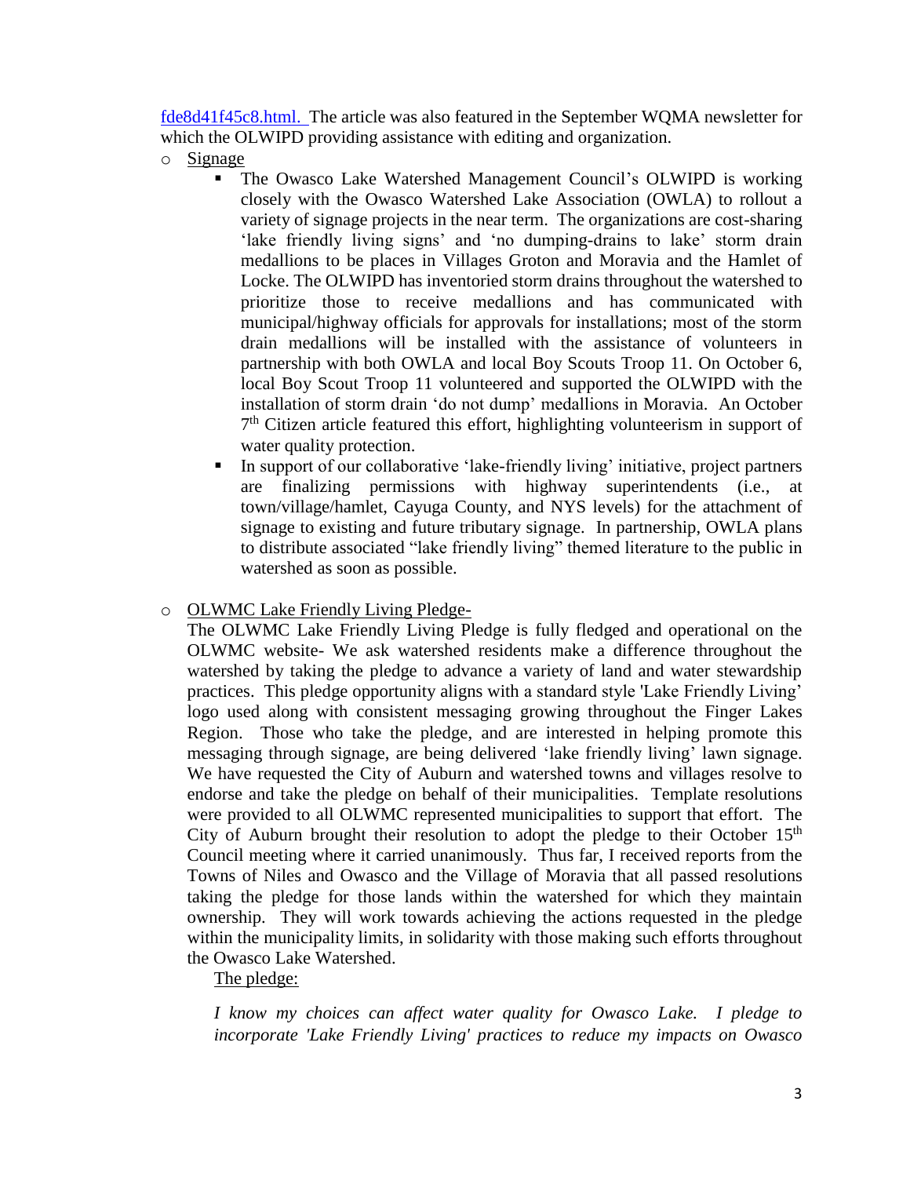fde8d41f45c8.html. The article was also featured in the September WQMA newsletter for which the OLWIPD providing assistance with editing and organization.

- Signage
  - The Owasco Lake Watershed Management Council's OLWIPD is working closely with the Owasco Watershed Lake Association (OWLA) to rollout a variety of signage projects in the near term. The organizations are cost-sharing 'lake friendly living signs' and 'no dumping-drains to lake' storm drain medallions to be places in Villages Groton and Moravia and the Hamlet of Locke. The OLWIPD has inventoried storm drains throughout the watershed to prioritize those to receive medallions and has communicated with municipal/highway officials for approvals for installations; most of the storm drain medallions will be installed with the assistance of volunteers in partnership with both OWLA and local Boy Scouts Troop 11. On October 6, local Boy Scout Troop 11 volunteered and supported the OLWIPD with the installation of storm drain 'do not dump' medallions in Moravia. An October 7th Citizen article featured this effort, highlighting volunteerism in support of water quality protection.
  - In support of our collaborative 'lake-friendly living' initiative, project partners are finalizing permissions with highway superintendents (i.e., at town/village/hamlet, Cayuga County, and NYS levels) for the attachment of signage to existing and future tributary signage. In partnership, OWLA plans to distribute associated "lake friendly living" themed literature to the public in watershed as soon as possible.

- OLWMC Lake Friendly Living Pledge-

  The OLWMC Lake Friendly Living Pledge is fully fledged and operational on the OLWMC website- We ask watershed residents make a difference throughout the watershed by taking the pledge to advance a variety of land and water stewardship practices. This pledge opportunity aligns with a standard style 'Lake Friendly Living' logo used along with consistent messaging growing throughout the Finger Lakes Region. Those who take the pledge, and are interested in helping promote this messaging through signage, are being delivered 'lake friendly living' lawn signage. We have requested the City of Auburn and watershed towns and villages resolve to endorse and take the pledge on behalf of their municipalities. Template resolutions were provided to all OLWMC represented municipalities to support that effort. The City of Auburn brought their resolution to adopt the pledge to their October 15th Council meeting where it carried unanimously. Thus far, I received reports from the Towns of Niles and Owasco and the Village of Moravia that all passed resolutions taking the pledge for those lands within the watershed for which they maintain ownership. They will work towards achieving the actions requested in the pledge within the municipality limits, in solidarity with those making such efforts throughout the Owasco Lake Watershed.

  The pledge:

  *I know my choices can affect water quality for Owasco Lake. I pledge to incorporate 'Lake Friendly Living' practices to reduce my impacts on Owasco*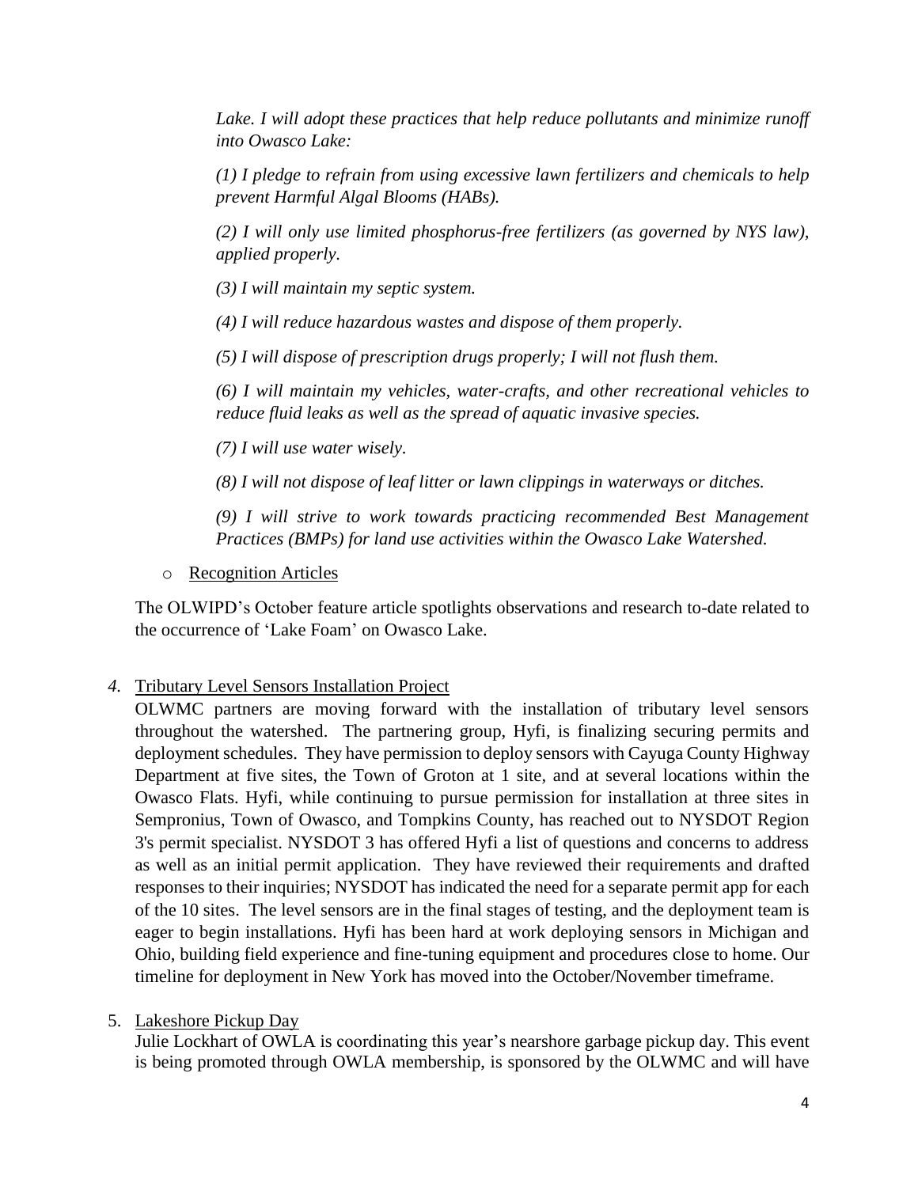*Lake. I will adopt these practices that help reduce pollutants and minimize runoff into Owasco Lake:*

*(1) I pledge to refrain from using excessive lawn fertilizers and chemicals to help prevent Harmful Algal Blooms (HABs).*

*(2) I will only use limited phosphorus-free fertilizers (as governed by NYS law), applied properly.*

*(3) I will maintain my septic system.*

*(4) I will reduce hazardous wastes and dispose of them properly.*

*(5) I will dispose of prescription drugs properly; I will not flush them.*

*(6) I will maintain my vehicles, water-crafts, and other recreational vehicles to reduce fluid leaks as well as the spread of aquatic invasive species.*

*(7) I will use water wisely.*

*(8) I will not dispose of leaf litter or lawn clippings in waterways or ditches.*

*(9) I will strive to work towards practicing recommended Best Management Practices (BMPs) for land use activities within the Owasco Lake Watershed.*

- Recognition Articles

The OLWIPD's October feature article spotlights observations and research to-date related to the occurrence of 'Lake Foam' on Owasco Lake.

4. Tributary Level Sensors Installation Project

OLWMC partners are moving forward with the installation of tributary level sensors throughout the watershed. The partnering group, Hyfi, is finalizing securing permits and deployment schedules. They have permission to deploy sensors with Cayuga County Highway Department at five sites, the Town of Groton at 1 site, and at several locations within the Owasco Flats. Hyfi, while continuing to pursue permission for installation at three sites in Sempronius, Town of Owasco, and Tompkins County, has reached out to NYSDOT Region 3's permit specialist. NYSDOT 3 has offered Hyfi a list of questions and concerns to address as well as an initial permit application. They have reviewed their requirements and drafted responses to their inquiries; NYSDOT has indicated the need for a separate permit app for each of the 10 sites. The level sensors are in the final stages of testing, and the deployment team is eager to begin installations. Hyfi has been hard at work deploying sensors in Michigan and Ohio, building field experience and fine-tuning equipment and procedures close to home. Our timeline for deployment in New York has moved into the October/November timeframe.

5. Lakeshore Pickup Day

Julie Lockhart of OWLA is coordinating this year's nearshore garbage pickup day. This event is being promoted through OWLA membership, is sponsored by the OLWMC and will have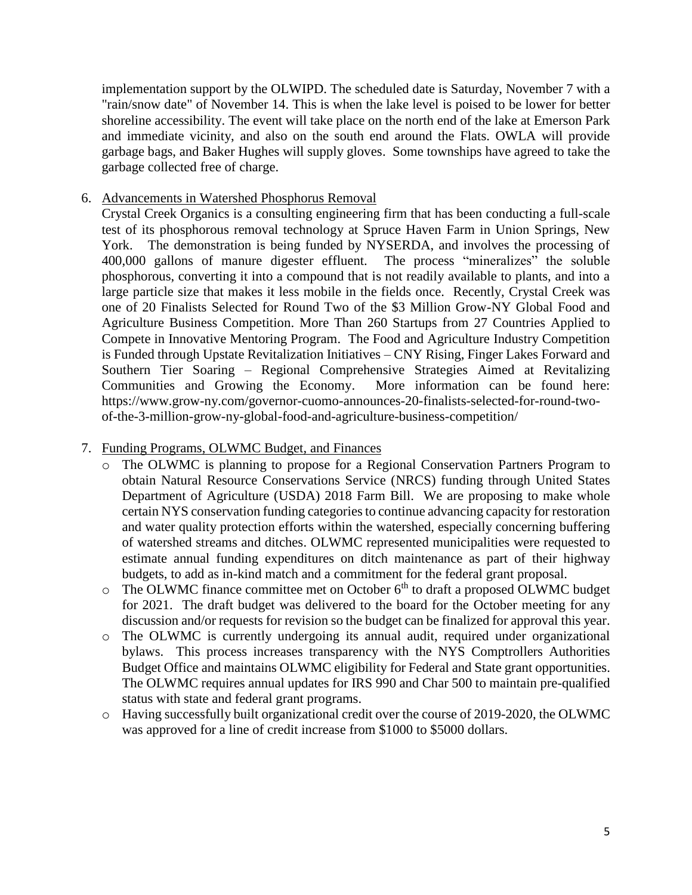implementation support by the OLWIPD. The scheduled date is Saturday, November 7 with a "rain/snow date" of November 14. This is when the lake level is poised to be lower for better shoreline accessibility. The event will take place on the north end of the lake at Emerson Park and immediate vicinity, and also on the south end around the Flats. OWLA will provide garbage bags, and Baker Hughes will supply gloves. Some townships have agreed to take the garbage collected free of charge.

6. Advancements in Watershed Phosphorus Removal

   Crystal Creek Organics is a consulting engineering firm that has been conducting a full-scale test of its phosphorous removal technology at Spruce Haven Farm in Union Springs, New York. The demonstration is being funded by NYSERDA, and involves the processing of 400,000 gallons of manure digester effluent. The process "mineralizes" the soluble phosphorous, converting it into a compound that is not readily available to plants, and into a large particle size that makes it less mobile in the fields once. Recently, Crystal Creek was one of 20 Finalists Selected for Round Two of the $3 Million Grow-NY Global Food and Agriculture Business Competition. More Than 260 Startups from 27 Countries Applied to Compete in Innovative Mentoring Program. The Food and Agriculture Industry Competition is Funded through Upstate Revitalization Initiatives – CNY Rising, Finger Lakes Forward and Southern Tier Soaring – Regional Comprehensive Strategies Aimed at Revitalizing Communities and Growing the Economy. More information can be found here: https://www.grow-ny.com/governor-cuomo-announces-20-finalists-selected-for-round-two-of-the-3-million-grow-ny-global-food-and-agriculture-business-competition/

7. Funding Programs, OLWMC Budget, and Finances

   - The OLWMC is planning to propose for a Regional Conservation Partners Program to obtain Natural Resource Conservations Service (NRCS) funding through United States Department of Agriculture (USDA) 2018 Farm Bill. We are proposing to make whole certain NYS conservation funding categories to continue advancing capacity for restoration and water quality protection efforts within the watershed, especially concerning buffering of watershed streams and ditches. OLWMC represented municipalities were requested to estimate annual funding expenditures on ditch maintenance as part of their highway budgets, to add as in-kind match and a commitment for the federal grant proposal.
   - The OLWMC finance committee met on October 6th to draft a proposed OLWMC budget for 2021. The draft budget was delivered to the board for the October meeting for any discussion and/or requests for revision so the budget can be finalized for approval this year.
   - The OLWMC is currently undergoing its annual audit, required under organizational bylaws. This process increases transparency with the NYS Comptrollers Authorities Budget Office and maintains OLWMC eligibility for Federal and State grant opportunities. The OLWMC requires annual updates for IRS 990 and Char 500 to maintain pre-qualified status with state and federal grant programs.
   - Having successfully built organizational credit over the course of 2019-2020, the OLWMC was approved for a line of credit increase from $1000 to $5000 dollars.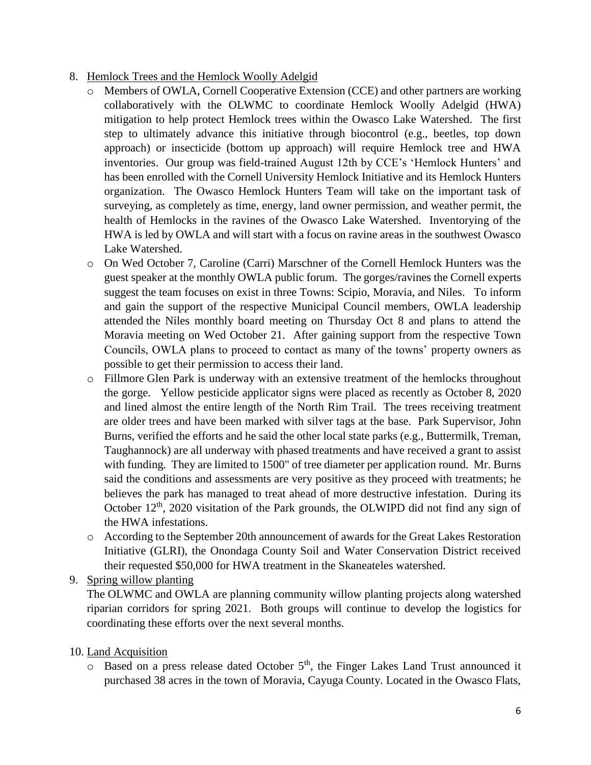8. Hemlock Trees and the Hemlock Woolly Adelgid
   - Members of OWLA, Cornell Cooperative Extension (CCE) and other partners are working collaboratively with the OLWMC to coordinate Hemlock Woolly Adelgid (HWA) mitigation to help protect Hemlock trees within the Owasco Lake Watershed. The first step to ultimately advance this initiative through biocontrol (e.g., beetles, top down approach) or insecticide (bottom up approach) will require Hemlock tree and HWA inventories. Our group was field-trained August 12th by CCE's 'Hemlock Hunters' and has been enrolled with the Cornell University Hemlock Initiative and its Hemlock Hunters organization. The Owasco Hemlock Hunters Team will take on the important task of surveying, as completely as time, energy, land owner permission, and weather permit, the health of Hemlocks in the ravines of the Owasco Lake Watershed. Inventorying of the HWA is led by OWLA and will start with a focus on ravine areas in the southwest Owasco Lake Watershed.
   - On Wed October 7, Caroline (Carri) Marschner of the Cornell Hemlock Hunters was the guest speaker at the monthly OWLA public forum. The gorges/ravines the Cornell experts suggest the team focuses on exist in three Towns: Scipio, Moravia, and Niles. To inform and gain the support of the respective Municipal Council members, OWLA leadership attended the Niles monthly board meeting on Thursday Oct 8 and plans to attend the Moravia meeting on Wed October 21. After gaining support from the respective Town Councils, OWLA plans to proceed to contact as many of the towns' property owners as possible to get their permission to access their land.
   - Fillmore Glen Park is underway with an extensive treatment of the hemlocks throughout the gorge. Yellow pesticide applicator signs were placed as recently as October 8, 2020 and lined almost the entire length of the North Rim Trail. The trees receiving treatment are older trees and have been marked with silver tags at the base. Park Supervisor, John Burns, verified the efforts and he said the other local state parks (e.g., Buttermilk, Treman, Taughannock) are all underway with phased treatments and have received a grant to assist with funding. They are limited to 1500" of tree diameter per application round. Mr. Burns said the conditions and assessments are very positive as they proceed with treatments; he believes the park has managed to treat ahead of more destructive infestation. During its October 12th, 2020 visitation of the Park grounds, the OLWIPD did not find any sign of the HWA infestations.
   - According to the September 20th announcement of awards for the Great Lakes Restoration Initiative (GLRI), the Onondaga County Soil and Water Conservation District received their requested $50,000 for HWA treatment in the Skaneateles watershed.
9. Spring willow planting

   The OLWMC and OWLA are planning community willow planting projects along watershed riparian corridors for spring 2021. Both groups will continue to develop the logistics for coordinating these efforts over the next several months.

10. Land Acquisition
    - Based on a press release dated October 5th, the Finger Lakes Land Trust announced it purchased 38 acres in the town of Moravia, Cayuga County. Located in the Owasco Flats,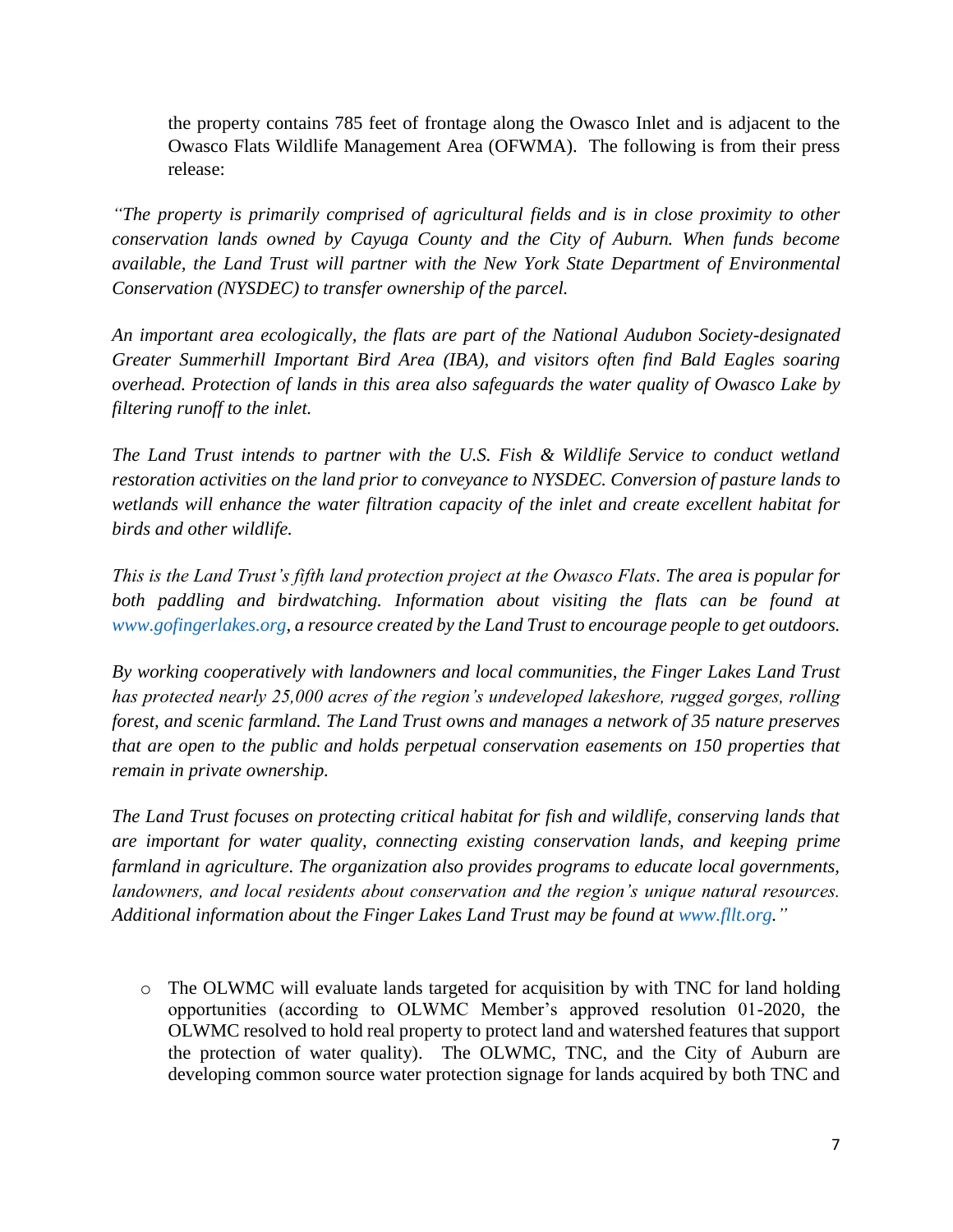the property contains 785 feet of frontage along the Owasco Inlet and is adjacent to the Owasco Flats Wildlife Management Area (OFWMA). The following is from their press release:

*"The property is primarily comprised of agricultural fields and is in close proximity to other conservation lands owned by Cayuga County and the City of Auburn. When funds become available, the Land Trust will partner with the New York State Department of Environmental Conservation (NYSDEC) to transfer ownership of the parcel.*

*An important area ecologically, the flats are part of the National Audubon Society-designated Greater Summerhill Important Bird Area (IBA), and visitors often find Bald Eagles soaring overhead. Protection of lands in this area also safeguards the water quality of Owasco Lake by filtering runoff to the inlet.*

*The Land Trust intends to partner with the U.S. Fish & Wildlife Service to conduct wetland restoration activities on the land prior to conveyance to NYSDEC. Conversion of pasture lands to wetlands will enhance the water filtration capacity of the inlet and create excellent habitat for birds and other wildlife.*

*This is the Land Trust's fifth land protection project at the Owasco Flats. The area is popular for both paddling and birdwatching. Information about visiting the flats can be found at www.gofingerlakes.org, a resource created by the Land Trust to encourage people to get outdoors.*

*By working cooperatively with landowners and local communities, the Finger Lakes Land Trust has protected nearly 25,000 acres of the region's undeveloped lakeshore, rugged gorges, rolling forest, and scenic farmland. The Land Trust owns and manages a network of 35 nature preserves that are open to the public and holds perpetual conservation easements on 150 properties that remain in private ownership.*

*The Land Trust focuses on protecting critical habitat for fish and wildlife, conserving lands that are important for water quality, connecting existing conservation lands, and keeping prime farmland in agriculture. The organization also provides programs to educate local governments, landowners, and local residents about conservation and the region's unique natural resources. Additional information about the Finger Lakes Land Trust may be found at www.fllt.org."*

- The OLWMC will evaluate lands targeted for acquisition by with TNC for land holding opportunities (according to OLWMC Member's approved resolution 01-2020, the OLWMC resolved to hold real property to protect land and watershed features that support the protection of water quality). The OLWMC, TNC, and the City of Auburn are developing common source water protection signage for lands acquired by both TNC and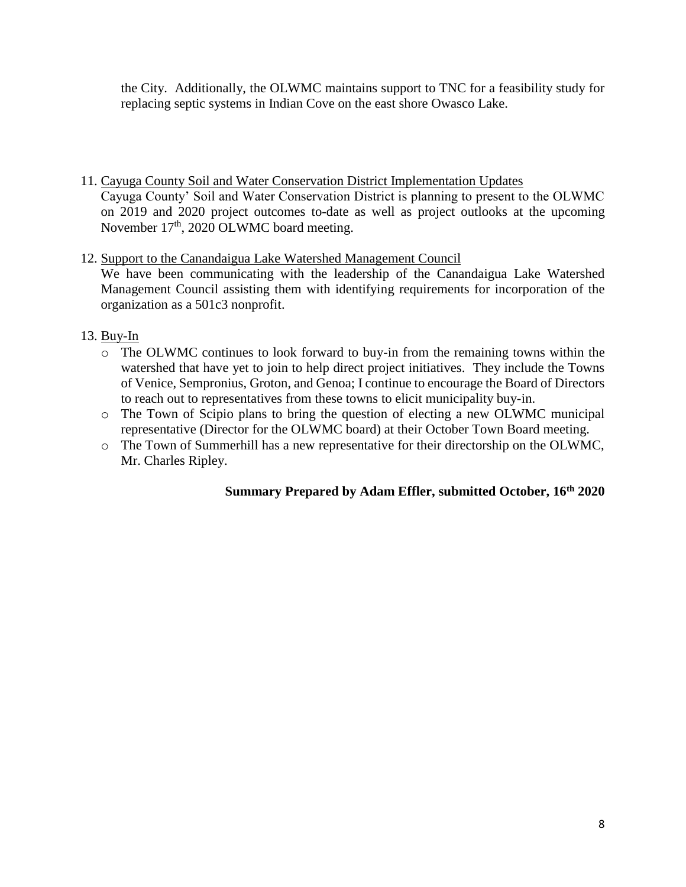the City. Additionally, the OLWMC maintains support to TNC for a feasibility study for replacing septic systems in Indian Cove on the east shore Owasco Lake.

11. Cayuga County Soil and Water Conservation District Implementation Updates
    Cayuga County' Soil and Water Conservation District is planning to present to the OLWMC on 2019 and 2020 project outcomes to-date as well as project outlooks at the upcoming November 17th, 2020 OLWMC board meeting.

12. Support to the Canandaigua Lake Watershed Management Council
    We have been communicating with the leadership of the Canandaigua Lake Watershed Management Council assisting them with identifying requirements for incorporation of the organization as a 501c3 nonprofit.

13. Buy-In
    - The OLWMC continues to look forward to buy-in from the remaining towns within the watershed that have yet to join to help direct project initiatives. They include the Towns of Venice, Sempronius, Groton, and Genoa; I continue to encourage the Board of Directors to reach out to representatives from these towns to elicit municipality buy-in.
    - The Town of Scipio plans to bring the question of electing a new OLWMC municipal representative (Director for the OLWMC board) at their October Town Board meeting.
    - The Town of Summerhill has a new representative for their directorship on the OLWMC, Mr. Charles Ripley.

**Summary Prepared by Adam Effler, submitted October, 16th 2020**